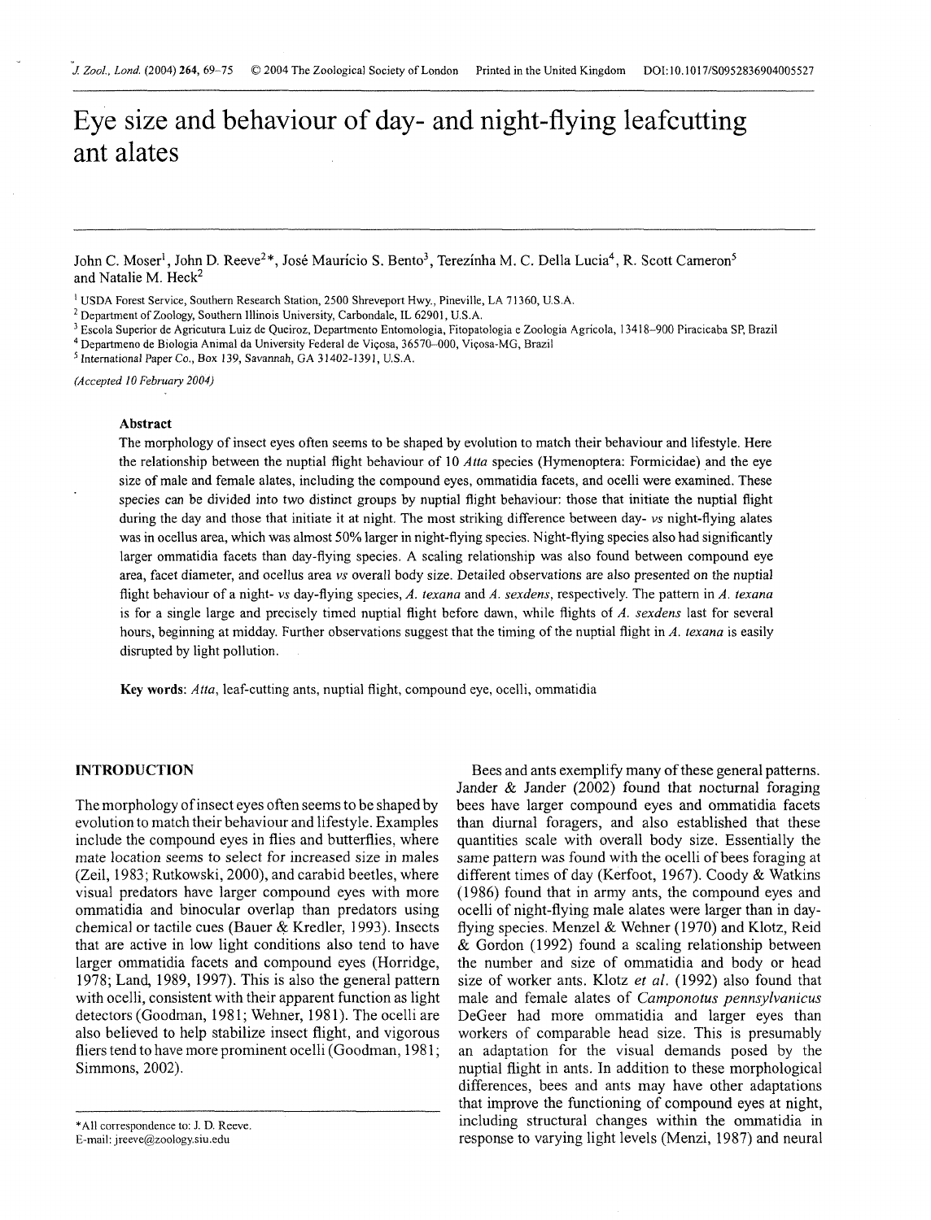# Eye size and behaviour of day- and night-flying leafcutting ant alates

John C. Moser[1], John D. Reeve[2]*, José Maurício S. Bento[3], Terezínha M. C. Della Lucia[4], R. Scott Cameron[5] and Natalie M. Heck[2]

[1] USDA Forest Service, Southern Research Station, 2500 Shreveport Hwy., Pineville, LA 71360, U.S.A.
[2] Department of Zoology, Southern Illinois University, Carbondale, IL 62901, U.S.A.
[3] Escola Superior de Agricultura Luiz de Queiroz, Departmento Entomologia, Fitopatologia e Zoologia Agricola, 13418–900 Piracicaba SP, Brazil
[4] Departmeno de Biologia Animal da University Federal de Viçosa, 36570–000, Viçosa-MG, Brazil
[5] International Paper Co., Box 139, Savannah, GA 31402-1391, U.S.A.

*(Accepted 10 February 2004)*

## Abstract

The morphology of insect eyes often seems to be shaped by evolution to match their behaviour and lifestyle. Here the relationship between the nuptial flight behaviour of 10 *Atta* species (Hymenoptera: Formicidae) and the eye size of male and female alates, including the compound eyes, ommatidia facets, and ocelli were examined. These species can be divided into two distinct groups by nuptial flight behaviour: those that initiate the nuptial flight during the day and those that initiate it at night. The most striking difference between day- *vs* night-flying alates was in ocellus area, which was almost 50% larger in night-flying species. Night-flying species also had significantly larger ommatidia facets than day-flying species. A scaling relationship was also found between compound eye area, facet diameter, and ocellus area *vs* overall body size. Detailed observations are also presented on the nuptial flight behaviour of a night- *vs* day-flying species, *A. texana* and *A. sexdens*, respectively. The pattern in *A. texana* is for a single large and precisely timed nuptial flight before dawn, while flights of *A. sexdens* last for several hours, beginning at midday. Further observations suggest that the timing of the nuptial flight in *A. texana* is easily disrupted by light pollution.

**Key words:** *Atta*, leaf-cutting ants, nuptial flight, compound eye, ocelli, ommatidia

## INTRODUCTION

The morphology of insect eyes often seems to be shaped by evolution to match their behaviour and lifestyle. Examples include the compound eyes in flies and butterflies, where mate location seems to select for increased size in males (Zeil, 1983; Rutkowski, 2000), and carabid beetles, where visual predators have larger compound eyes with more ommatidia and binocular overlap than predators using chemical or tactile cues (Bauer & Kredler, 1993). Insects that are active in low light conditions also tend to have larger ommatidia facets and compound eyes (Horridge, 1978; Land, 1989, 1997). This is also the general pattern with ocelli, consistent with their apparent function as light detectors (Goodman, 1981; Wehner, 1981). The ocelli are also believed to help stabilize insect flight, and vigorous fliers tend to have more prominent ocelli (Goodman, 1981; Simmons, 2002).

Bees and ants exemplify many of these general patterns. Jander & Jander (2002) found that nocturnal foraging bees have larger compound eyes and ommatidia facets than diurnal foragers, and also established that these quantities scale with overall body size. Essentially the same pattern was found with the ocelli of bees foraging at different times of day (Kerfoot, 1967). Coody & Watkins (1986) found that in army ants, the compound eyes and ocelli of night-flying male alates were larger than in day-flying species. Menzel & Wehner (1970) and Klotz, Reid & Gordon (1992) found a scaling relationship between the number and size of ommatidia and body or head size of worker ants. Klotz *et al.* (1992) also found that male and female alates of *Camponotus pennsylvanicus* DeGeer had more ommatidia and larger eyes than workers of comparable head size. This is presumably an adaptation for the visual demands posed by the nuptial flight in ants. In addition to these morphological differences, bees and ants may have other adaptations that improve the functioning of compound eyes at night, including structural changes within the ommatidia in response to varying light levels (Menzi, 1987) and neural

*All correspondence to: J. D. Reeve.
E-mail: jreeve@zoology.siu.edu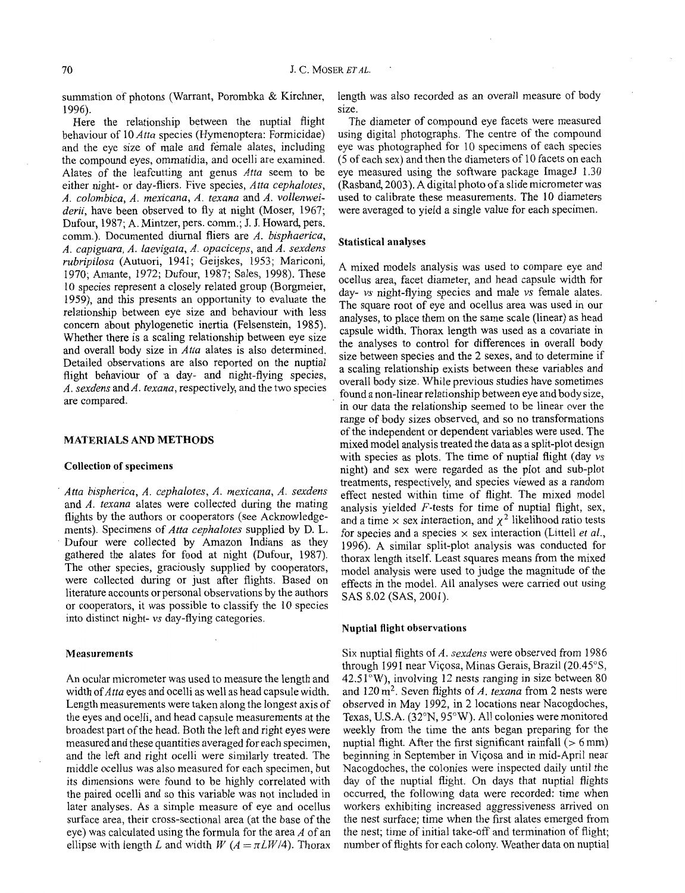summation of photons (Warrant, Porombka & Kirchner, 1996).

Here the relationship between the nuptial flight behaviour of 10 *Atta* species (Hymenoptera: Formicidae) and the eye size of male and female alates, including the compound eyes, ommatidia, and ocelli are examined. Alates of the leafcutting ant genus *Atta* seem to be either night- or day-fliers. Five species, *Atta cephalotes*, *A. colombica*, *A. mexicana*, *A. texana* and *A. vollenweiderii*, have been observed to fly at night (Moser, 1967; Dufour, 1987; A. Mintzer, pers. comm.; J. J. Howard, pers. comm.). Documented diurnal fliers are *A. bisphaerica*, *A. capiguara*, *A. laevigata*, *A. opaciceps*, and *A. sexdens rubripilosa* (Autuori, 1941; Geijskes, 1953; Mariconi, 1970; Amante, 1972; Dufour, 1987; Sales, 1998). These 10 species represent a closely related group (Borgmeier, 1959), and this presents an opportunity to evaluate the relationship between eye size and behaviour with less concern about phylogenetic inertia (Felsenstein, 1985). Whether there is a scaling relationship between eye size and overall body size in *Atta* alates is also determined. Detailed observations are also reported on the nuptial flight behaviour of a day- and night-flying species, *A. sexdens* and *A. texana*, respectively, and the two species are compared.

## MATERIALS AND METHODS

### Collection of specimens

*Atta bispherica*, *A. cephalotes*, *A. mexicana*, *A. sexdens* and *A. texana* alates were collected during the mating flights by the authors or cooperators (see Acknowledgements). Specimens of *Atta cephalotes* supplied by D. L. Dufour were collected by Amazon Indians as they gathered the alates for food at night (Dufour, 1987). The other species, graciously supplied by cooperators, were collected during or just after flights. Based on literature accounts or personal observations by the authors or cooperators, it was possible to classify the 10 species into distinct night- *vs* day-flying categories.

### Measurements

An ocular micrometer was used to measure the length and width of *Atta* eyes and ocelli as well as head capsule width. Length measurements were taken along the longest axis of the eyes and ocelli, and head capsule measurements at the broadest part of the head. Both the left and right eyes were measured and these quantities averaged for each specimen, and the left and right ocelli were similarly treated. The middle ocellus was also measured for each specimen, but its dimensions were found to be highly correlated with the paired ocelli and so this variable was not included in later analyses. As a simple measure of eye and ocellus surface area, their cross-sectional area (at the base of the eye) was calculated using the formula for the area $A$ of an ellipse with length $L$ and width $W$ ($A = \pi LW/4$). Thorax length was also recorded as an overall measure of body size.

The diameter of compound eye facets were measured using digital photographs. The centre of the compound eye was photographed for 10 specimens of each species (5 of each sex) and then the diameters of 10 facets on each eye measured using the software package ImageJ 1.30 (Rasband, 2003). A digital photo of a slide micrometer was used to calibrate these measurements. The 10 diameters were averaged to yield a single value for each specimen.

### Statistical analyses

A mixed models analysis was used to compare eye and ocellus area, facet diameter, and head capsule width for day- *vs* night-flying species and male *vs* female alates. The square root of eye and ocellus area was used in our analyses, to place them on the same scale (linear) as head capsule width. Thorax length was used as a covariate in the analyses to control for differences in overall body size between species and the 2 sexes, and to determine if a scaling relationship exists between these variables and overall body size. While previous studies have sometimes found a non-linear relationship between eye and body size, in our data the relationship seemed to be linear over the range of body sizes observed, and so no transformations of the independent or dependent variables were used. The mixed model analysis treated the data as a split-plot design with species as plots. The time of nuptial flight (day *vs* night) and sex were regarded as the plot and sub-plot treatments, respectively, and species viewed as a random effect nested within time of flight. The mixed model analysis yielded $F$-tests for time of nuptial flight, sex, and a time × sex interaction, and $\chi^2$ likelihood ratio tests for species and a species × sex interaction (Littell *et al.*, 1996). A similar split-plot analysis was conducted for thorax length itself. Least squares means from the mixed model analysis were used to judge the magnitude of the effects in the model. All analyses were carried out using SAS 8.02 (SAS, 2001).

### Nuptial flight observations

Six nuptial flights of *A. sexdens* were observed from 1986 through 1991 near Viçosa, Minas Gerais, Brazil (20.45°S, 42.51°W), involving 12 nests ranging in size between 80 and 120 m$^2$. Seven flights of *A. texana* from 2 nests were observed in May 1992, in 2 locations near Nacogdoches, Texas, U.S.A. (32°N, 95°W). All colonies were monitored weekly from the time the ants began preparing for the nuptial flight. After the first significant rainfall (> 6 mm) beginning in September in Viçosa and in mid-April near Nacogdoches, the colonies were inspected daily until the day of the nuptial flight. On days that nuptial flights occurred, the following data were recorded: time when workers exhibiting increased aggressiveness arrived on the nest surface; time when the first alates emerged from the nest; time of initial take-off and termination of flight; number of flights for each colony. Weather data on nuptial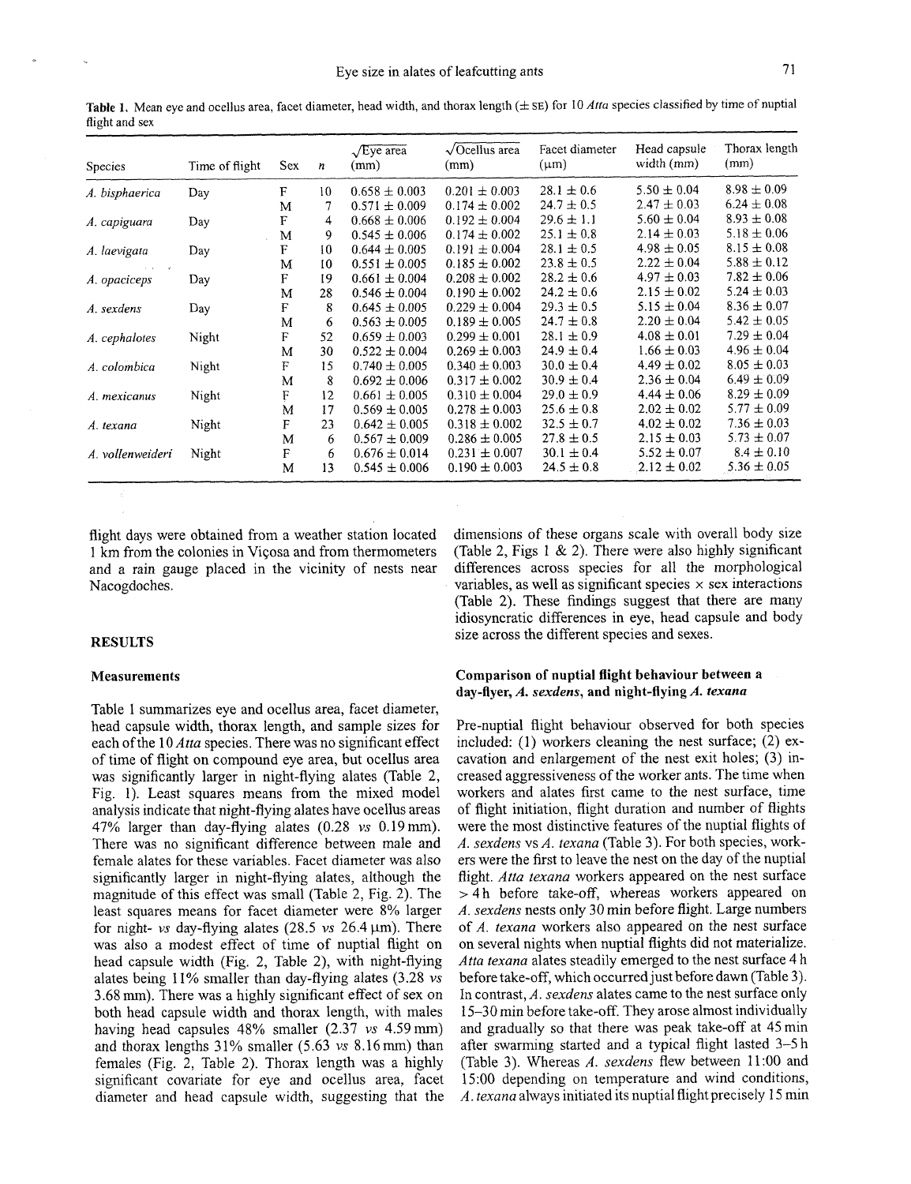**Table 1.** Mean eye and ocellus area, facet diameter, head width, and thorax length (± SE) for 10 *Atta* species classified by time of nuptial flight and sex

| Species | Time of flight | Sex | *n* | √Eye area (mm) | √Ocellus area (mm) | Facet diameter (μm) | Head capsule width (mm) | Thorax length (mm) |
|---|---|---|---|---|---|---|---|---|
| *A. bisphaerica* | Day | F | 10 | 0.658 ± 0.003 | 0.201 ± 0.003 | 28.1 ± 0.6 | 5.50 ± 0.04 | 8.98 ± 0.09 |
| | | M | 7 | 0.571 ± 0.009 | 0.174 ± 0.002 | 24.7 ± 0.5 | 2.47 ± 0.03 | 6.24 ± 0.08 |
| *A. capiguara* | Day | F | 4 | 0.668 ± 0.006 | 0.192 ± 0.004 | 29.6 ± 1.1 | 5.60 ± 0.04 | 8.93 ± 0.08 |
| | | M | 9 | 0.545 ± 0.006 | 0.174 ± 0.002 | 25.1 ± 0.8 | 2.14 ± 0.03 | 5.18 ± 0.06 |
| *A. laevigata* | Day | F | 10 | 0.644 ± 0.005 | 0.191 ± 0.004 | 28.1 ± 0.5 | 4.98 ± 0.05 | 8.15 ± 0.08 |
| | | M | 10 | 0.551 ± 0.005 | 0.185 ± 0.002 | 23.8 ± 0.5 | 2.22 ± 0.04 | 5.88 ± 0.12 |
| *A. opaciceps* | Day | F | 19 | 0.661 ± 0.004 | 0.208 ± 0.002 | 28.2 ± 0.6 | 4.97 ± 0.03 | 7.82 ± 0.06 |
| | | M | 28 | 0.546 ± 0.004 | 0.190 ± 0.002 | 24.2 ± 0.6 | 2.15 ± 0.02 | 5.24 ± 0.03 |
| *A. sexdens* | Day | F | 8 | 0.645 ± 0.005 | 0.229 ± 0.004 | 29.3 ± 0.5 | 5.15 ± 0.04 | 8.36 ± 0.07 |
| | | M | 6 | 0.563 ± 0.005 | 0.189 ± 0.005 | 24.7 ± 0.8 | 2.20 ± 0.04 | 5.42 ± 0.05 |
| *A. cephalotes* | Night | F | 52 | 0.659 ± 0.003 | 0.299 ± 0.001 | 28.1 ± 0.9 | 4.08 ± 0.01 | 7.29 ± 0.04 |
| | | M | 30 | 0.522 ± 0.004 | 0.269 ± 0.003 | 24.9 ± 0.4 | 1.66 ± 0.03 | 4.96 ± 0.04 |
| *A. colombica* | Night | F | 15 | 0.740 ± 0.005 | 0.340 ± 0.003 | 30.0 ± 0.4 | 4.49 ± 0.02 | 8.05 ± 0.03 |
| | | M | 8 | 0.692 ± 0.006 | 0.317 ± 0.002 | 30.9 ± 0.4 | 2.36 ± 0.04 | 6.49 ± 0.09 |
| *A. mexicanus* | Night | F | 12 | 0.661 ± 0.005 | 0.310 ± 0.004 | 29.0 ± 0.9 | 4.44 ± 0.06 | 8.29 ± 0.09 |
| | | M | 17 | 0.569 ± 0.005 | 0.278 ± 0.003 | 25.6 ± 0.8 | 2.02 ± 0.02 | 5.77 ± 0.09 |
| *A. texana* | Night | F | 23 | 0.642 ± 0.005 | 0.318 ± 0.002 | 32.5 ± 0.7 | 4.02 ± 0.02 | 7.36 ± 0.03 |
| | | M | 6 | 0.567 ± 0.009 | 0.286 ± 0.005 | 27.8 ± 0.5 | 2.15 ± 0.03 | 5.73 ± 0.07 |
| *A. vollenweideri* | Night | F | 6 | 0.676 ± 0.014 | 0.231 ± 0.007 | 30.1 ± 0.4 | 5.52 ± 0.07 | 8.4 ± 0.10 |
| | | M | 13 | 0.545 ± 0.006 | 0.190 ± 0.003 | 24.5 ± 0.8 | 2.12 ± 0.02 | 5.36 ± 0.05 |

flight days were obtained from a weather station located 1 km from the colonies in Viçosa and from thermometers and a rain gauge placed in the vicinity of nests near Nacogdoches.

## RESULTS

### Measurements

Table 1 summarizes eye and ocellus area, facet diameter, head capsule width, thorax length, and sample sizes for each of the 10 *Atta* species. There was no significant effect of time of flight on compound eye area, but ocellus area was significantly larger in night-flying alates (Table 2, Fig. 1). Least squares means from the mixed model analysis indicate that night-flying alates have ocellus areas 47% larger than day-flying alates (0.28 *vs* 0.19 mm). There was no significant difference between male and female alates for these variables. Facet diameter was also significantly larger in night-flying alates, although the magnitude of this effect was small (Table 2, Fig. 2). The least squares means for facet diameter were 8% larger for night- *vs* day-flying alates (28.5 *vs* 26.4 μm). There was also a modest effect of time of nuptial flight on head capsule width (Fig. 2, Table 2), with night-flying alates being 11% smaller than day-flying alates (3.28 *vs* 3.68 mm). There was a highly significant effect of sex on both head capsule width and thorax length, with males having head capsules 48% smaller (2.37 *vs* 4.59 mm) and thorax lengths 31% smaller (5.63 *vs* 8.16 mm) than females (Fig. 2, Table 2). Thorax length was a highly significant covariate for eye and ocellus area, facet diameter and head capsule width, suggesting that the dimensions of these organs scale with overall body size (Table 2, Figs 1 & 2). There were also highly significant differences across species for all the morphological variables, as well as significant species × sex interactions (Table 2). These findings suggest that there are many idiosyncratic differences in eye, head capsule and body size across the different species and sexes.

### Comparison of nuptial flight behaviour between a day-flyer, *A. sexdens*, and night-flying *A. texana*

Pre-nuptial flight behaviour observed for both species included: (1) workers cleaning the nest surface; (2) excavation and enlargement of the nest exit holes; (3) increased aggressiveness of the worker ants. The time when workers and alates first came to the nest surface, time of flight initiation, flight duration and number of flights were the most distinctive features of the nuptial flights of *A. sexdens* vs *A. texana* (Table 3). For both species, workers were the first to leave the nest on the day of the nuptial flight. *Atta texana* workers appeared on the nest surface > 4 h before take-off, whereas workers appeared on *A. sexdens* nests only 30 min before flight. Large numbers of *A. texana* workers also appeared on the nest surface on several nights when nuptial flights did not materialize. *Atta texana* alates steadily emerged to the nest surface 4 h before take-off, which occurred just before dawn (Table 3). In contrast, *A. sexdens* alates came to the nest surface only 15–30 min before take-off. They arose almost individually and gradually so that there was peak take-off at 45 min after swarming started and a typical flight lasted 3–5 h (Table 3). Whereas *A. sexdens* flew between 11:00 and 15:00 depending on temperature and wind conditions, *A. texana* always initiated its nuptial flight precisely 15 min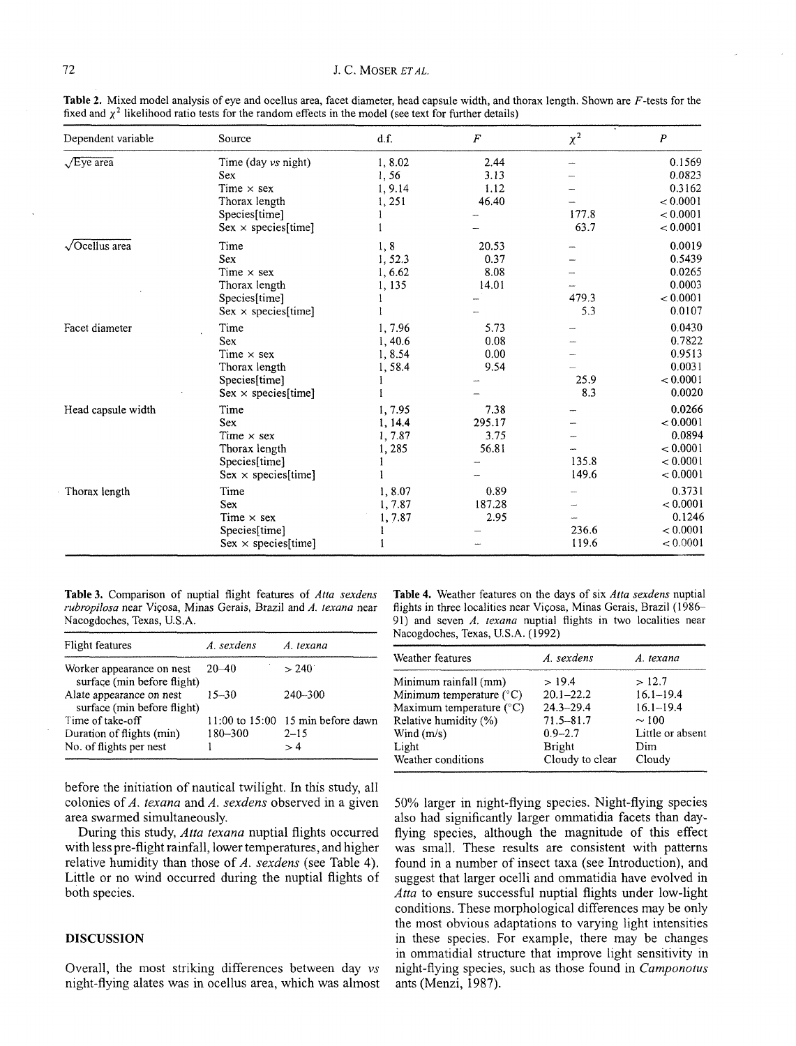**Table 2.** Mixed model analysis of eye and ocellus area, facet diameter, head capsule width, and thorax length. Shown are $F$-tests for the fixed and $\chi^2$ likelihood ratio tests for the random effects in the model (see text for further details)

| Dependent variable | Source | d.f. | $F$ | $\chi^2$ | $P$ |
|---|---|---|---|---|---|
| $\sqrt{\text{Eye area}}$ | Time (day *vs* night) | 1, 8.02 | 2.44 | – | 0.1569 |
| | Sex | 1, 56 | 3.13 | – | 0.0823 |
| | Time × sex | 1, 9.14 | 1.12 | – | 0.3162 |
| | Thorax length | 1, 251 | 46.40 | – | < 0.0001 |
| | Species[time] | 1 | – | 177.8 | < 0.0001 |
| | Sex × species[time] | 1 | – | 63.7 | < 0.0001 |
| $\sqrt{\text{Ocellus area}}$ | Time | 1, 8 | 20.53 | – | 0.0019 |
| | Sex | 1, 52.3 | 0.37 | – | 0.5439 |
| | Time × sex | 1, 6.62 | 8.08 | – | 0.0265 |
| | Thorax length | 1, 135 | 14.01 | – | 0.0003 |
| | Species[time] | 1 | – | 479.3 | < 0.0001 |
| | Sex × species[time] | 1 | – | 5.3 | 0.0107 |
| Facet diameter | Time | 1, 7.96 | 5.73 | – | 0.0430 |
| | Sex | 1, 40.6 | 0.08 | – | 0.7822 |
| | Time × sex | 1, 8.54 | 0.00 | – | 0.9513 |
| | Thorax length | 1, 58.4 | 9.54 | – | 0.0031 |
| | Species[time] | 1 | – | 25.9 | < 0.0001 |
| | Sex × species[time] | 1 | – | 8.3 | 0.0020 |
| Head capsule width | Time | 1, 7.95 | 7.38 | – | 0.0266 |
| | Sex | 1, 14.4 | 295.17 | – | < 0.0001 |
| | Time × sex | 1, 7.87 | 3.75 | – | 0.0894 |
| | Thorax length | 1, 285 | 56.81 | – | < 0.0001 |
| | Species[time] | 1 | – | 135.8 | < 0.0001 |
| | Sex × species[time] | 1 | – | 149.6 | < 0.0001 |
| Thorax length | Time | 1, 8.07 | 0.89 | – | 0.3731 |
| | Sex | 1, 7.87 | 187.28 | – | < 0.0001 |
| | Time × sex | 1, 7.87 | 2.95 | – | 0.1246 |
| | Species[time] | 1 | – | 236.6 | < 0.0001 |
| | Sex × species[time] | 1 | – | 119.6 | < 0.0001 |

**Table 3.** Comparison of nuptial flight features of *Atta sexdens rubropilosa* near Viçosa, Minas Gerais, Brazil and *A. texana* near Nacogdoches, Texas, U.S.A.

| Flight features | *A. sexdens* | *A. texana* |
|---|---|---|
| Worker appearance on nest surface (min before flight) | 20–40 | > 240 |
| Alate appearance on nest surface (min before flight) | 15–30 | 240–300 |
| Time of take-off | 11:00 to 15:00 | 15 min before dawn |
| Duration of flights (min) | 180–300 | 2–15 |
| No. of flights per nest | 1 | > 4 |

**Table 4.** Weather features on the days of six *Atta sexdens* nuptial flights in three localities near Viçosa, Minas Gerais, Brazil (1986–91) and seven *A. texana* nuptial flights in two localities near Nacogdoches, Texas, U.S.A. (1992)

| Weather features | *A. sexdens* | *A. texana* |
|---|---|---|
| Minimum rainfall (mm) | > 19.4 | > 12.7 |
| Minimum temperature (°C) | 20.1–22.2 | 16.1–19.4 |
| Maximum temperature (°C) | 24.3–29.4 | 16.1–19.4 |
| Relative humidity (%) | 71.5–81.7 | ~ 100 |
| Wind (m/s) | 0.9–2.7 | Little or absent |
| Light | Bright | Dim |
| Weather conditions | Cloudy to clear | Cloudy |

before the initiation of nautical twilight. In this study, all colonies of *A. texana* and *A. sexdens* observed in a given area swarmed simultaneously.

During this study, *Atta texana* nuptial flights occurred with less pre-flight rainfall, lower temperatures, and higher relative humidity than those of *A. sexdens* (see Table 4). Little or no wind occurred during the nuptial flights of both species.

## DISCUSSION

Overall, the most striking differences between day *vs* night-flying alates was in ocellus area, which was almost 50% larger in night-flying species. Night-flying species also had significantly larger ommatidia facets than day-flying species, although the magnitude of this effect was small. These results are consistent with patterns found in a number of insect taxa (see Introduction), and suggest that larger ocelli and ommatidia have evolved in *Atta* to ensure successful nuptial flights under low-light conditions. These morphological differences may be only the most obvious adaptations to varying light intensities in these species. For example, there may be changes in ommatidial structure that improve light sensitivity in night-flying species, such as those found in *Camponotus* ants (Menzi, 1987).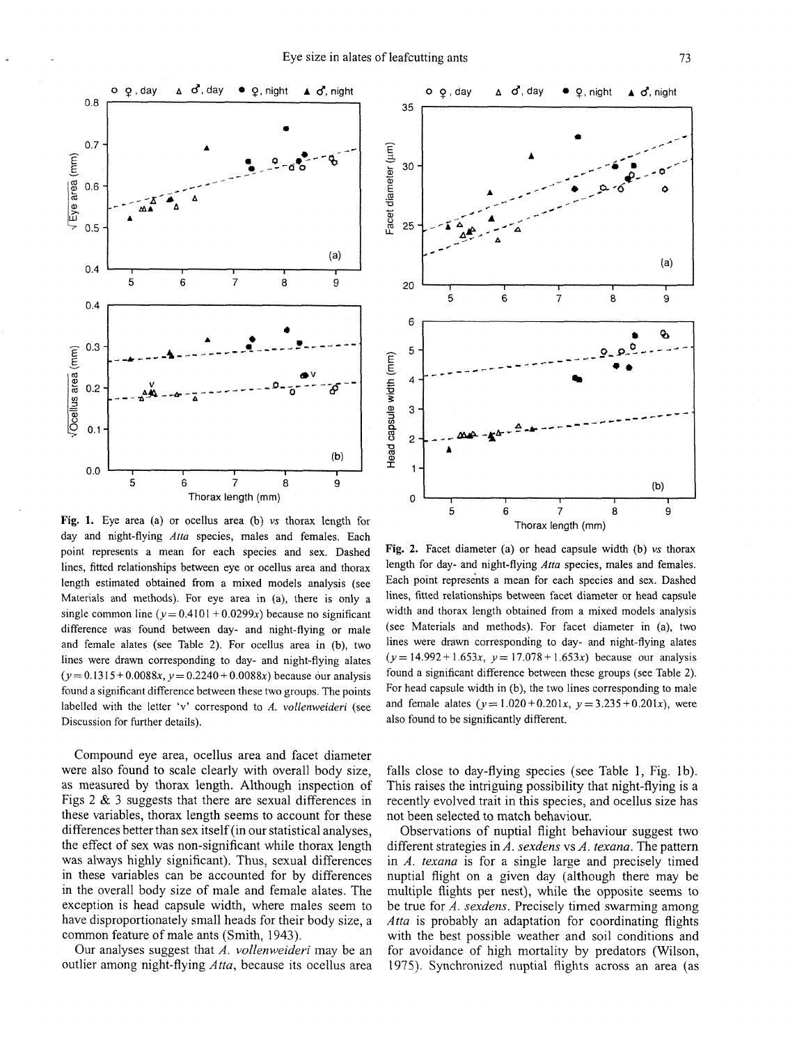Fig. 1. Eye area (a) or ocellus area (b) *vs* thorax length for day and night-flying *Atta* species, males and females. Each point represents a mean for each species and sex. Dashed lines, fitted relationships between eye or ocellus area and thorax length estimated obtained from a mixed models analysis (see Materials and methods). For eye area in (a), there is only a single common line ($y = 0.4101 + 0.0299x$) because no significant difference was found between day- and night-flying or male and female alates (see Table 2). For ocellus area in (b), two lines were drawn corresponding to day- and night-flying alates ($y = 0.1315 + 0.0088x$, $y = 0.2240 + 0.0088x$) because our analysis found a significant difference between these two groups. The points labelled with the letter 'v' correspond to *A. vollenweideri* (see Discussion for further details).

Fig. 2. Facet diameter (a) or head capsule width (b) *vs* thorax length for day- and night-flying *Atta* species, males and females. Each point represents a mean for each species and sex. Dashed lines, fitted relationships between facet diameter or head capsule width and thorax length obtained from a mixed models analysis (see Materials and methods). For facet diameter in (a), two lines were drawn corresponding to day- and night-flying alates ($y = 14.992 + 1.653x$, $y = 17.078 + 1.653x$) because our analysis found a significant difference between these groups (see Table 2). For head capsule width in (b), the two lines corresponding to male and female alates ($y = 1.020 + 0.201x$, $y = 3.235 + 0.201x$), were also found to be significantly different.

Compound eye area, ocellus area and facet diameter were also found to scale clearly with overall body size, as measured by thorax length. Although inspection of Figs 2 & 3 suggests that there are sexual differences in these variables, thorax length seems to account for these differences better than sex itself (in our statistical analyses, the effect of sex was non-significant while thorax length was always highly significant). Thus, sexual differences in these variables can be accounted for by differences in the overall body size of male and female alates. The exception is head capsule width, where males seem to have disproportionately small heads for their body size, a common feature of male ants (Smith, 1943).

Our analyses suggest that *A. vollenweideri* may be an outlier among night-flying *Atta*, because its ocellus area falls close to day-flying species (see Table 1, Fig. 1b). This raises the intriguing possibility that night-flying is a recently evolved trait in this species, and ocellus size has not been selected to match behaviour.

Observations of nuptial flight behaviour suggest two different strategies in *A. sexdens* vs *A. texana*. The pattern in *A. texana* is for a single large and precisely timed nuptial flight on a given day (although there may be multiple flights per nest), while the opposite seems to be true for *A. sexdens*. Precisely timed swarming among *Atta* is probably an adaptation for coordinating flights with the best possible weather and soil conditions and for avoidance of high mortality by predators (Wilson, 1975). Synchronized nuptial flights across an area (as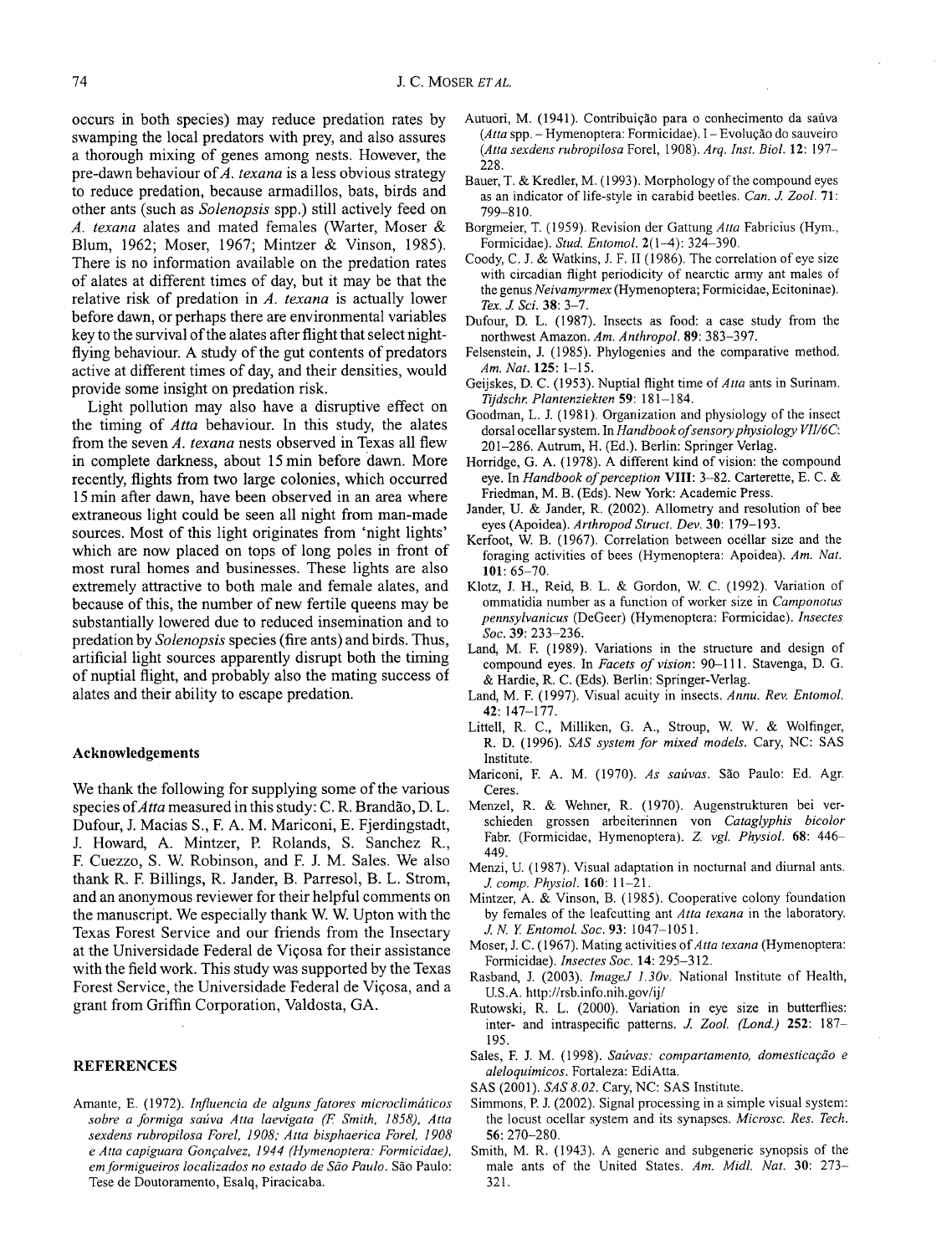occurs in both species) may reduce predation rates by swamping the local predators with prey, and also assures a thorough mixing of genes among nests. However, the pre-dawn behaviour of *A. texana* is a less obvious strategy to reduce predation, because armadillos, bats, birds and other ants (such as *Solenopsis* spp.) still actively feed on *A. texana* alates and mated females (Warter, Moser & Blum, 1962; Moser, 1967; Mintzer & Vinson, 1985). There is no information available on the predation rates of alates at different times of day, but it may be that the relative risk of predation in *A. texana* is actually lower before dawn, or perhaps there are environmental variables key to the survival of the alates after flight that select night-flying behaviour. A study of the gut contents of predators active at different times of day, and their densities, would provide some insight on predation risk.

Light pollution may also have a disruptive effect on the timing of *Atta* behaviour. In this study, the alates from the seven *A. texana* nests observed in Texas all flew in complete darkness, about 15 min before dawn. More recently, flights from two large colonies, which occurred 15 min after dawn, have been observed in an area where extraneous light could be seen all night from man-made sources. Most of this light originates from 'night lights' which are now placed on tops of long poles in front of most rural homes and businesses. These lights are also extremely attractive to both male and female alates, and because of this, the number of new fertile queens may be substantially lowered due to reduced insemination and to predation by *Solenopsis* species (fire ants) and birds. Thus, artificial light sources apparently disrupt both the timing of nuptial flight, and probably also the mating success of alates and their ability to escape predation.

## Acknowledgements

We thank the following for supplying some of the various species of *Atta* measured in this study: C. R. Brandão, D. L. Dufour, J. Macias S., F. A. M. Mariconi, E. Fjerdingstadt, J. Howard, A. Mintzer, P. Rolands, S. Sanchez R., F. Cuezzo, S. W. Robinson, and F. J. M. Sales. We also thank R. F. Billings, R. Jander, B. Parresol, B. L. Strom, and an anonymous reviewer for their helpful comments on the manuscript. We especially thank W. W. Upton with the Texas Forest Service and our friends from the Insectary at the Universidade Federal de Viçosa for their assistance with the field work. This study was supported by the Texas Forest Service, the Universidade Federal de Viçosa, and a grant from Griffin Corporation, Valdosta, GA.

## REFERENCES

Amante, E. (1972). *Influencia de alguns fatores microclimáticos sobre a formiga saúva Atta laevigata (F. Smith, 1858), Atta sexdens rubropilosa Forel, 1908; Atta bisphaerica Forel, 1908 e Atta capiguara Gonçalvez, 1944 (Hymenoptera: Formicidae), em formigueiros localizados no estado de São Paulo*. São Paulo: Tese de Doutoramento, Esalq, Piracicaba.

Autuori, M. (1941). Contribuição para o conhecimento da saúva (*Atta* spp. – Hymenoptera: Formicidae). I – Evolução do sauveiro (*Atta sexdens rubropilosa* Forel, 1908). *Arq. Inst. Biol.* **12**: 197–228.

Bauer, T. & Kredler, M. (1993). Morphology of the compound eyes as an indicator of life-style in carabid beetles. *Can. J. Zool.* **71**: 799–810.

Borgmeier, T. (1959). Revision der Gattung *Atta* Fabricius (Hym., Formicidae). *Stud. Entomol.* **2**(1–4): 324–390.

Coody, C. J. & Watkins, J. F. II (1986). The correlation of eye size with circadian flight periodicity of nearctic army ant males of the genus *Neivamyrmex* (Hymenoptera; Formicidae, Ecitoninae). *Tex. J. Sci.* **38**: 3–7.

Dufour, D. L. (1987). Insects as food: a case study from the northwest Amazon. *Am. Anthropol.* **89**: 383–397.

Felsenstein, J. (1985). Phylogenies and the comparative method. *Am. Nat.* **125**: 1–15.

Geijskes, D. C. (1953). Nuptial flight time of *Atta* ants in Surinam. *Tijdschr. Plantenziekten* **59**: 181–184.

Goodman, L. J. (1981). Organization and physiology of the insect dorsal ocellar system. In *Handbook of sensory physiology VII/6C*: 201–286. Autrum, H. (Ed.). Berlin: Springer Verlag.

Horridge, G. A. (1978). A different kind of vision: the compound eye. In *Handbook of perception* **VIII**: 3–82. Carterette, E. C. & Friedman, M. B. (Eds). New York: Academic Press.

Jander, U. & Jander, R. (2002). Allometry and resolution of bee eyes (Apoidea). *Arthropod Struct. Dev.* **30**: 179–193.

Kerfoot, W. B. (1967). Correlation between ocellar size and the foraging activities of bees (Hymenoptera: Apoidea). *Am. Nat.* **101**: 65–70.

Klotz, J. H., Reid, B. L. & Gordon, W. C. (1992). Variation of ommatidia number as a function of worker size in *Camponotus pennsylvanicus* (DeGeer) (Hymenoptera: Formicidae). *Insectes Soc.* **39**: 233–236.

Land, M. F. (1989). Variations in the structure and design of compound eyes. In *Facets of vision*: 90–111. Stavenga, D. G. & Hardie, R. C. (Eds). Berlin: Springer-Verlag.

Land, M. F. (1997). Visual acuity in insects. *Annu. Rev. Entomol.* **42**: 147–177.

Littell, R. C., Milliken, G. A., Stroup, W. W. & Wolfinger, R. D. (1996). *SAS system for mixed models*. Cary, NC: SAS Institute.

Mariconi, F. A. M. (1970). *As saúvas*. São Paulo: Ed. Agr. Ceres.

Menzel, R. & Wehner, R. (1970). Augenstrukturen bei verschieden grossen arbeiterinnen von *Cataglyphis bicolor* Fabr. (Formicidae, Hymenoptera). *Z. vgl. Physiol.* **68**: 446–449.

Menzi, U. (1987). Visual adaptation in nocturnal and diurnal ants. *J. comp. Physiol.* **160**: 11–21.

Mintzer, A. & Vinson, B. (1985). Cooperative colony foundation by females of the leafcutting ant *Atta texana* in the laboratory. *J. N. Y. Entomol. Soc.* **93**: 1047–1051.

Moser, J. C. (1967). Mating activities of *Atta texana* (Hymenoptera: Formicidae). *Insectes Soc.* **14**: 295–312.

Rasband, J. (2003). *ImageJ 1.30v*. National Institute of Health, U.S.A. http://rsb.info.nih.gov/ij/

Rutowski, R. L. (2000). Variation in eye size in butterflies: inter- and intraspecific patterns. *J. Zool. (Lond.)* **252**: 187–195.

Sales, F. J. M. (1998). *Saúvas: compartamento, domesticação e aleloquímicos*. Fortaleza: EdiAtta.

SAS (2001). *SAS 8.02*. Cary, NC: SAS Institute.

Simmons, P. J. (2002). Signal processing in a simple visual system: the locust ocellar system and its synapses. *Microsc. Res. Tech.* **56**: 270–280.

Smith, M. R. (1943). A generic and subgeneric synopsis of the male ants of the United States. *Am. Midl. Nat.* **30**: 273–321.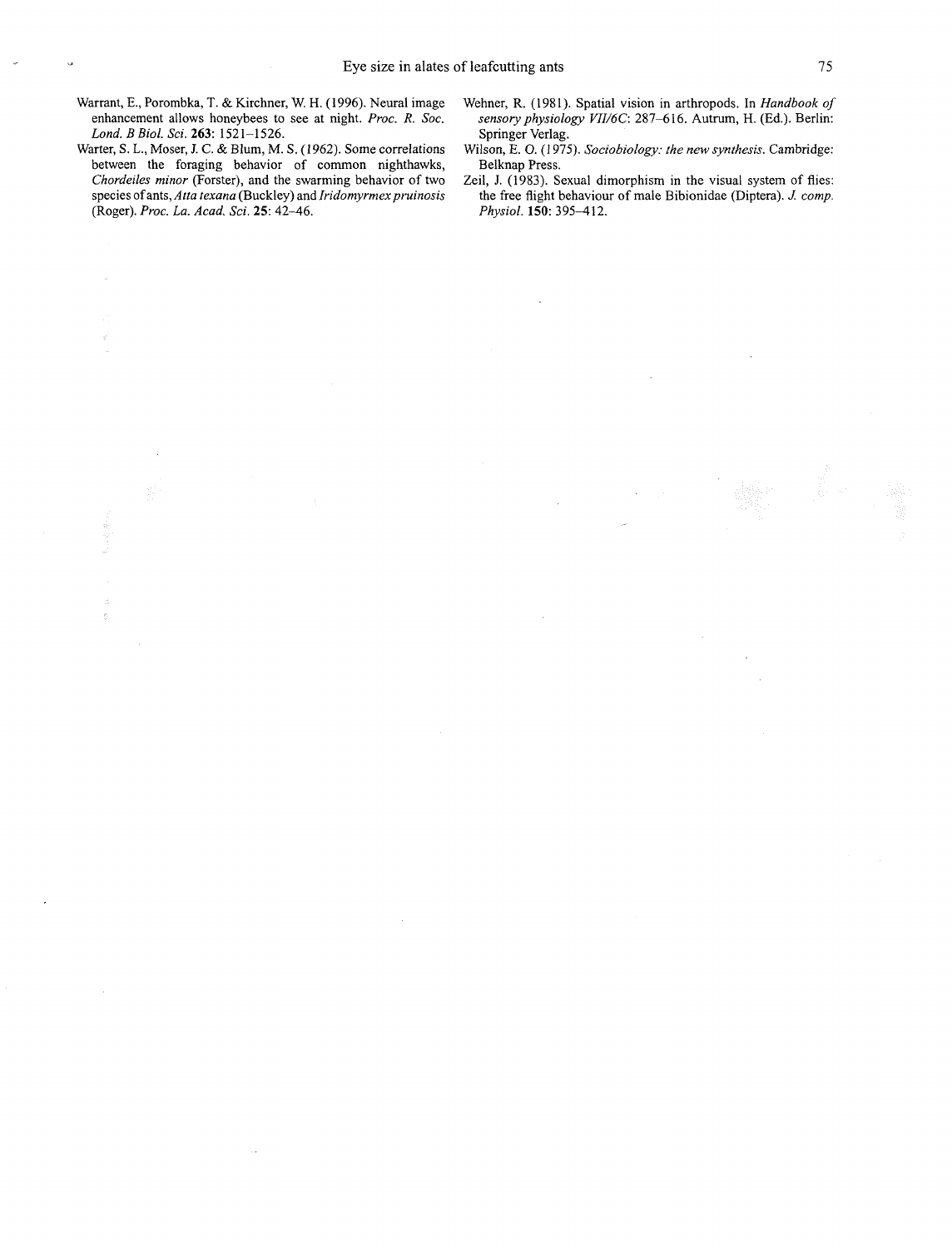Warrant, E., Porombka, T. & Kirchner, W. H. (1996). Neural image enhancement allows honeybees to see at night. *Proc. R. Soc. Lond. B Biol. Sci.* **263**: 1521–1526.

Warter, S. L., Moser, J. C. & Blum, M. S. (1962). Some correlations between the foraging behavior of common nighthawks, *Chordeiles minor* (Forster), and the swarming behavior of two species of ants, *Atta texana* (Buckley) and *Iridomyrmex pruinosis* (Roger). *Proc. La. Acad. Sci.* **25**: 42–46.

Wehner, R. (1981). Spatial vision in arthropods. In *Handbook of sensory physiology VII/6C*: 287–616. Autrum, H. (Ed.). Berlin: Springer Verlag.

Wilson, E. O. (1975). *Sociobiology: the new synthesis*. Cambridge: Belknap Press.

Zeil, J. (1983). Sexual dimorphism in the visual system of flies: the free flight behaviour of male Bibionidae (Diptera). *J. comp. Physiol.* **150**: 395–412.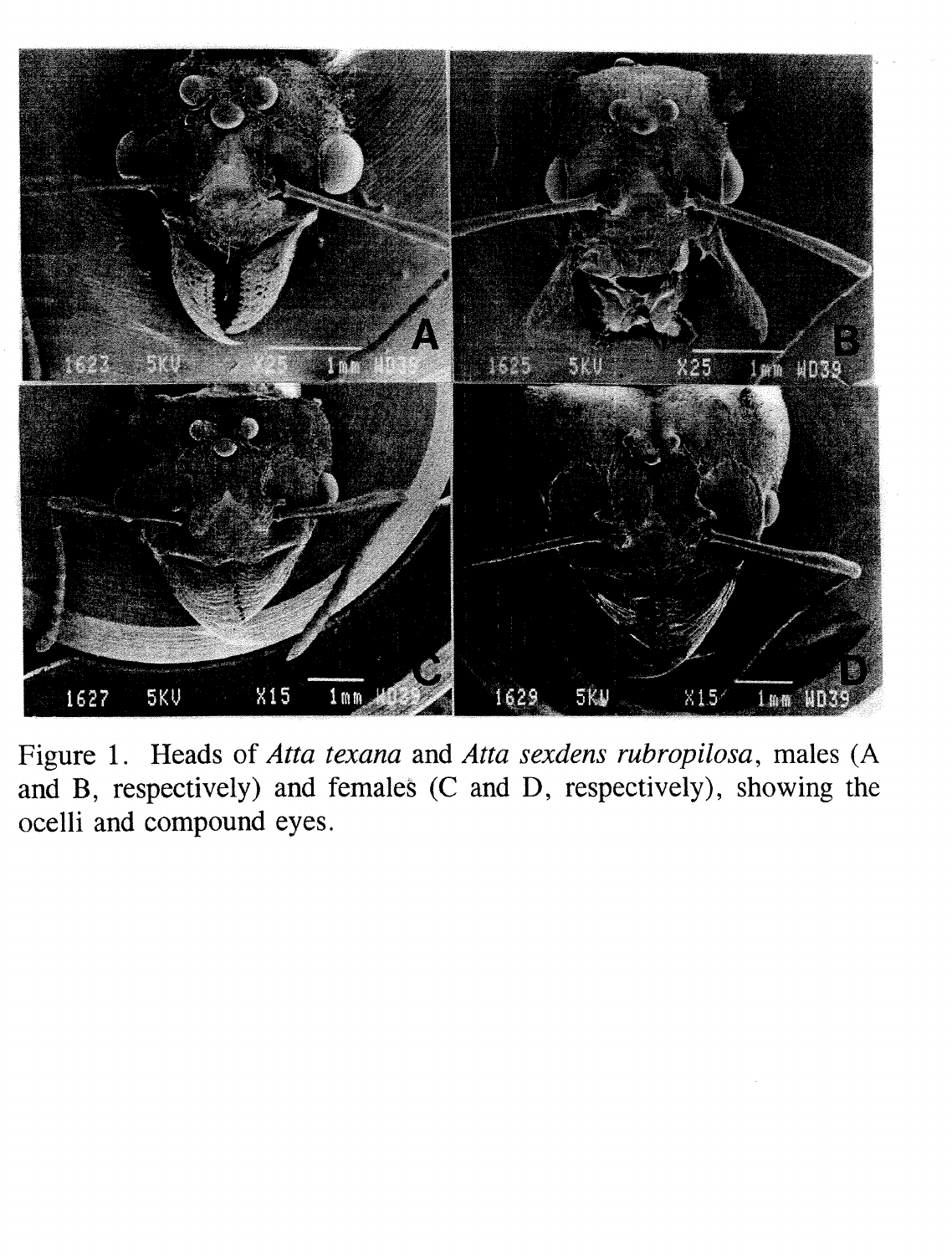Figure 1. Heads of *Atta texana* and *Atta sexdens rubropilosa*, males (A and B, respectively) and females (C and D, respectively), showing the ocelli and compound eyes.